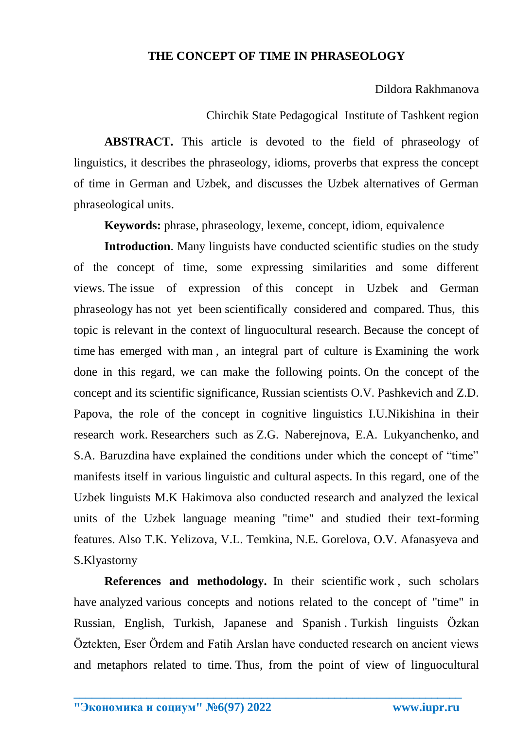# THE CONCEPT OF TIME IN PHRASEOLOGY

Dildora Rakhmanova

Chirchik State Pedagogical Institute of Tashkent region

**ABSTRACT.** This article is devoted to the field of phraseology of linguistics, it describes the phraseology, idioms, proverbs that express the concept of time in German and Uzbek, and discusses the Uzbek alternatives of German phraseological units.

**Keywords:** phrase, phraseology, lexeme, concept, idiom, equivalence

**Introduction**. Many linguists have conducted scientific studies on the study of the concept of time, some expressing similarities and some different views. The issue of expression of this concept in Uzbek and German phraseology has not yet been scientifically considered and compared. Thus, this topic is relevant in the context of linguocultural research. Because the concept of time has emerged with man , an integral part of culture is Examining the work done in this regard, we can make the following points. On the concept of the concept and its scientific significance, Russian scientists O.V. Pashkevich and Z.D. Papova, the role of the concept in cognitive linguistics I.U.Nikishina in their research work. Researchers such as Z.G. Naberejnova, E.A. Lukyanchenko, and S.A. Baruzdina have explained the conditions under which the concept of "time" manifests itself in various linguistic and cultural aspects. In this regard, one of the Uzbek linguists M.K Hakimova also conducted research and analyzed the lexical units of the Uzbek language meaning "time" and studied their text-forming features. Also T.K. Yelizova, V.L. Temkina, N.E. Gorelova, O.V. Afanasyeva and S.Klyastorny

**References and methodology.** In their scientific work , such scholars have analyzed various concepts and notions related to the concept of "time" in Russian, English, Turkish, Japanese and Spanish . Turkish linguists Özkan Öztekten, Eser Ördem and Fatih Arslan have conducted research on ancient views and metaphors related to time. Thus, from the point of view of linguocultural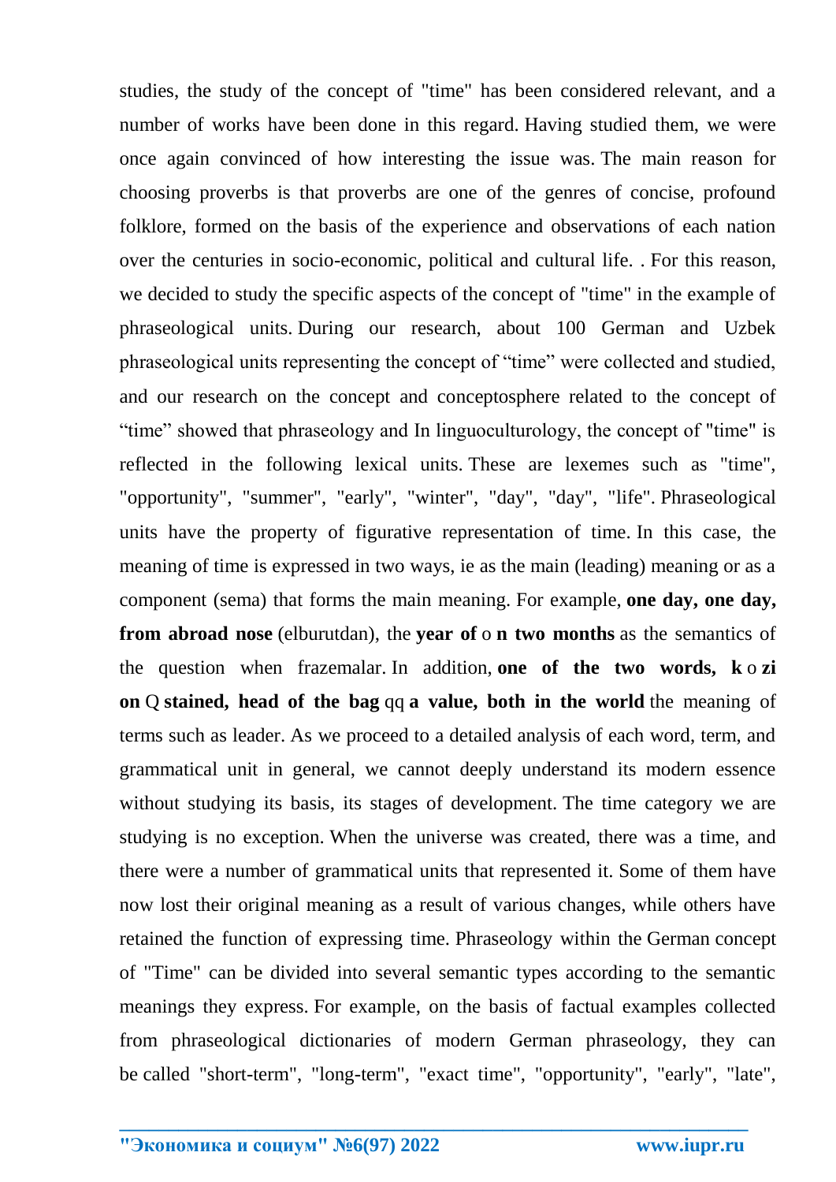studies, the study of the concept of "time" has been considered relevant, and a number of works have been done in this regard. Having studied them, we were once again convinced of how interesting the issue was. The main reason for choosing proverbs is that proverbs are one of the genres of concise, profound folklore, formed on the basis of the experience and observations of each nation over the centuries in socio-economic, political and cultural life. . For this reason, we decided to study the specific aspects of the concept of "time" in the example of phraseological units. During our research, about 100 German and Uzbek phraseological units representing the concept of "time" were collected and studied, and our research on the concept and conceptosphere related to the concept of "time" showed that phraseology and In linguoculturology, the concept of "time" is reflected in the following lexical units. These are lexemes such as "time", "opportunity", "summer", "early", "winter", "day", "day", "life". Phraseological units have the property of figurative representation of time. In this case, the meaning of time is expressed in two ways, ie as the main (leading) meaning or as a component (sema) that forms the main meaning. For example, **one day, one day, from abroad nose** (elburutdan), the **year of** o **n two months** as the semantics of the question when frazemalar. In addition, **one of the two words, k** o **zi on** Q **stained, head of the bag** qq **a value, both in the world** the meaning of terms such as leader. As we proceed to a detailed analysis of each word, term, and grammatical unit in general, we cannot deeply understand its modern essence without studying its basis, its stages of development. The time category we are studying is no exception. When the universe was created, there was a time, and there were a number of grammatical units that represented it. Some of them have now lost their original meaning as a result of various changes, while others have retained the function of expressing time. Phraseology within the German concept of "Time" can be divided into several semantic types according to the semantic meanings they express. For example, on the basis of factual examples collected from phraseological dictionaries of modern German phraseology, they can be called "short-term", "long-term", "exact time", "opportunity", "early", "late",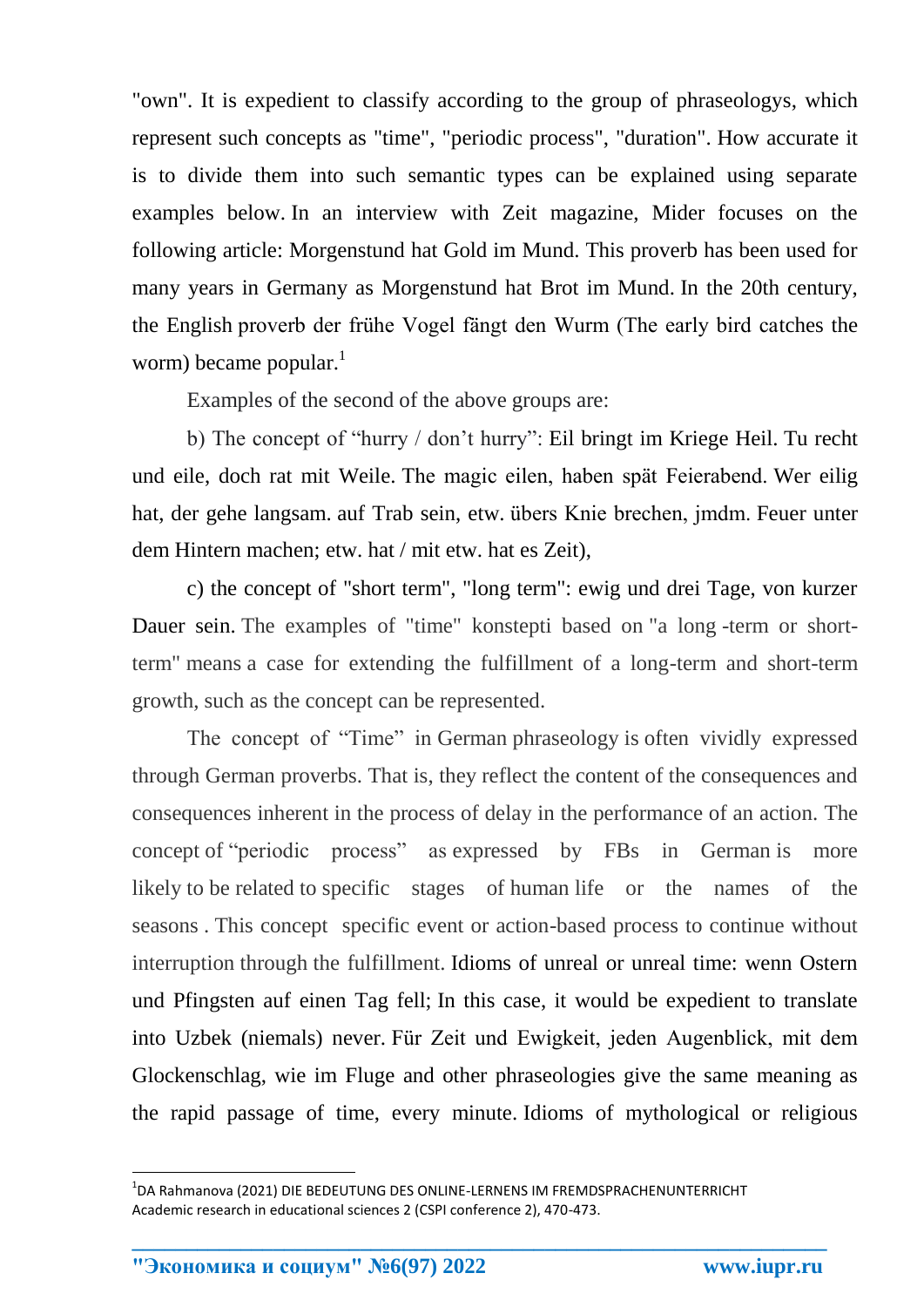"own". It is expedient to classify according to the group of phraseologys, which represent such concepts as "time", "periodic process", "duration". How accurate it is to divide them into such semantic types can be explained using separate examples below. In an interview with Zeit magazine, Mider focuses on the following article: Morgenstund hat Gold im Mund. This proverb has been used for many years in Germany as Morgenstund hat Brot im Mund. In the 20th century, the English proverb der frühe Vogel fängt den Wurm (The early bird catches the worm) became popular.[1]

Examples of the second of the above groups are:

b) The concept of "hurry / don't hurry": Eil bringt im Kriege Heil. Tu recht und eile, doch rat mit Weile. The magic eilen, haben spät Feierabend. Wer eilig hat, der gehe langsam. auf Trab sein, etw. übers Knie brechen, jmdm. Feuer unter dem Hintern machen; etw. hat / mit etw. hat es Zeit),

c) the concept of "short term", "long term": ewig und drei Tage, von kurzer Dauer sein. The examples of "time" konstepti based on "a long -term or short-term" means a case for extending the fulfillment of a long-term and short-term growth, such as the concept can be represented.

The concept of "Time" in German phraseology is often vividly expressed through German proverbs. That is, they reflect the content of the consequences and consequences inherent in the process of delay in the performance of an action. The concept of "periodic process" as expressed by FBs in German is more likely to be related to specific stages of human life or the names of the seasons . This concept specific event or action-based process to continue without interruption through the fulfillment. Idioms of unreal or unreal time: wenn Ostern und Pfingsten auf einen Tag fell; In this case, it would be expedient to translate into Uzbek (niemals) never. Für Zeit und Ewigkeit, jeden Augenblick, mit dem Glockenschlag, wie im Fluge and other phraseologies give the same meaning as the rapid passage of time, every minute. Idioms of mythological or religious

---

[1] DA Rahmanova (2021) DIE BEDEUTUNG DES ONLINE-LERNENS IM FREMDSPRACHENUNTERRICHT Academic research in educational sciences 2 (CSPI conference 2), 470-473.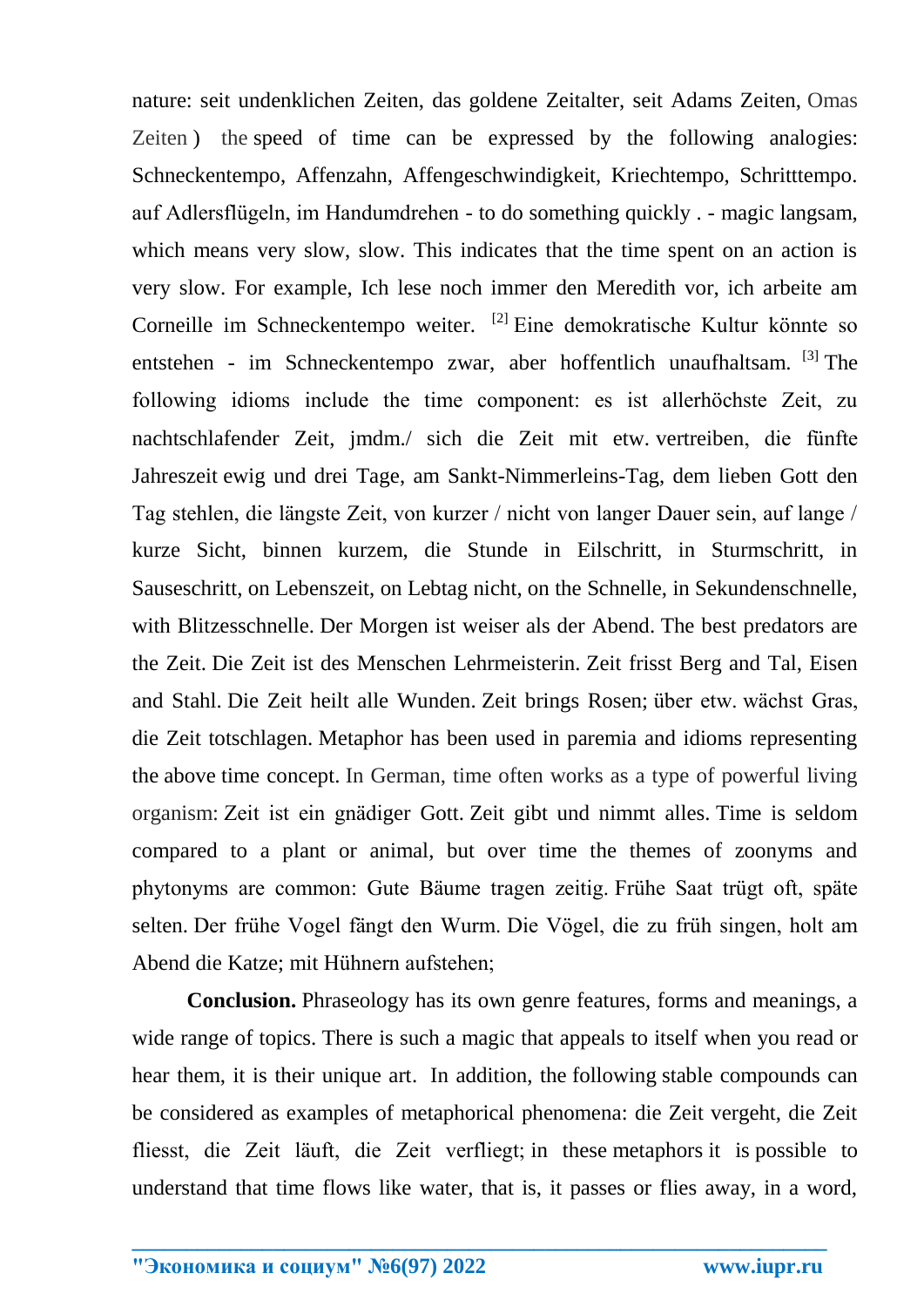nature: seit undenklichen Zeiten, das goldene Zeitalter, seit Adams Zeiten, Omas Zeiten ) the speed of time can be expressed by the following analogies: Schneckentempo, Affenzahn, Affengeschwindigkeit, Kriechtempo, Schritttempo. auf Adlersflügeln, im Handumdrehen - to do something quickly . - magic langsam, which means very slow, slow. This indicates that the time spent on an action is very slow. For example, Ich lese noch immer den Meredith vor, ich arbeite am Corneille im Schneckentempo weiter. [2] Eine demokratische Kultur könnte so entstehen - im Schneckentempo zwar, aber hoffentlich unaufhaltsam. [3] The following idioms include the time component: es ist allerhöchste Zeit, zu nachtschlafender Zeit, jmdm./ sich die Zeit mit etw. vertreiben, die fünfte Jahreszeit ewig und drei Tage, am Sankt-Nimmerleins-Tag, dem lieben Gott den Tag stehlen, die längste Zeit, von kurzer / nicht von langer Dauer sein, auf lange / kurze Sicht, binnen kurzem, die Stunde in Eilschritt, in Sturmschritt, in Sauseschritt, on Lebenszeit, on Lebtag nicht, on the Schnelle, in Sekundenschnelle, with Blitzesschnelle. Der Morgen ist weiser als der Abend. The best predators are the Zeit. Die Zeit ist des Menschen Lehrmeisterin. Zeit frisst Berg and Tal, Eisen and Stahl. Die Zeit heilt alle Wunden. Zeit brings Rosen; über etw. wächst Gras, die Zeit totschlagen. Metaphor has been used in paremia and idioms representing the above time concept. In German, time often works as a type of powerful living organism: Zeit ist ein gnädiger Gott. Zeit gibt und nimmt alles. Time is seldom compared to a plant or animal, but over time the themes of zoonyms and phytonyms are common: Gute Bäume tragen zeitig. Frühe Saat trügt oft, späte selten. Der frühe Vogel fängt den Wurm. Die Vögel, die zu früh singen, holt am Abend die Katze; mit Hühnern aufstehen;

**Conclusion.** Phraseology has its own genre features, forms and meanings, a wide range of topics. There is such a magic that appeals to itself when you read or hear them, it is their unique art. In addition, the following stable compounds can be considered as examples of metaphorical phenomena: die Zeit vergeht, die Zeit fliesst, die Zeit läuft, die Zeit verfliegt; in these metaphors it is possible to understand that time flows like water, that is, it passes or flies away, in a word,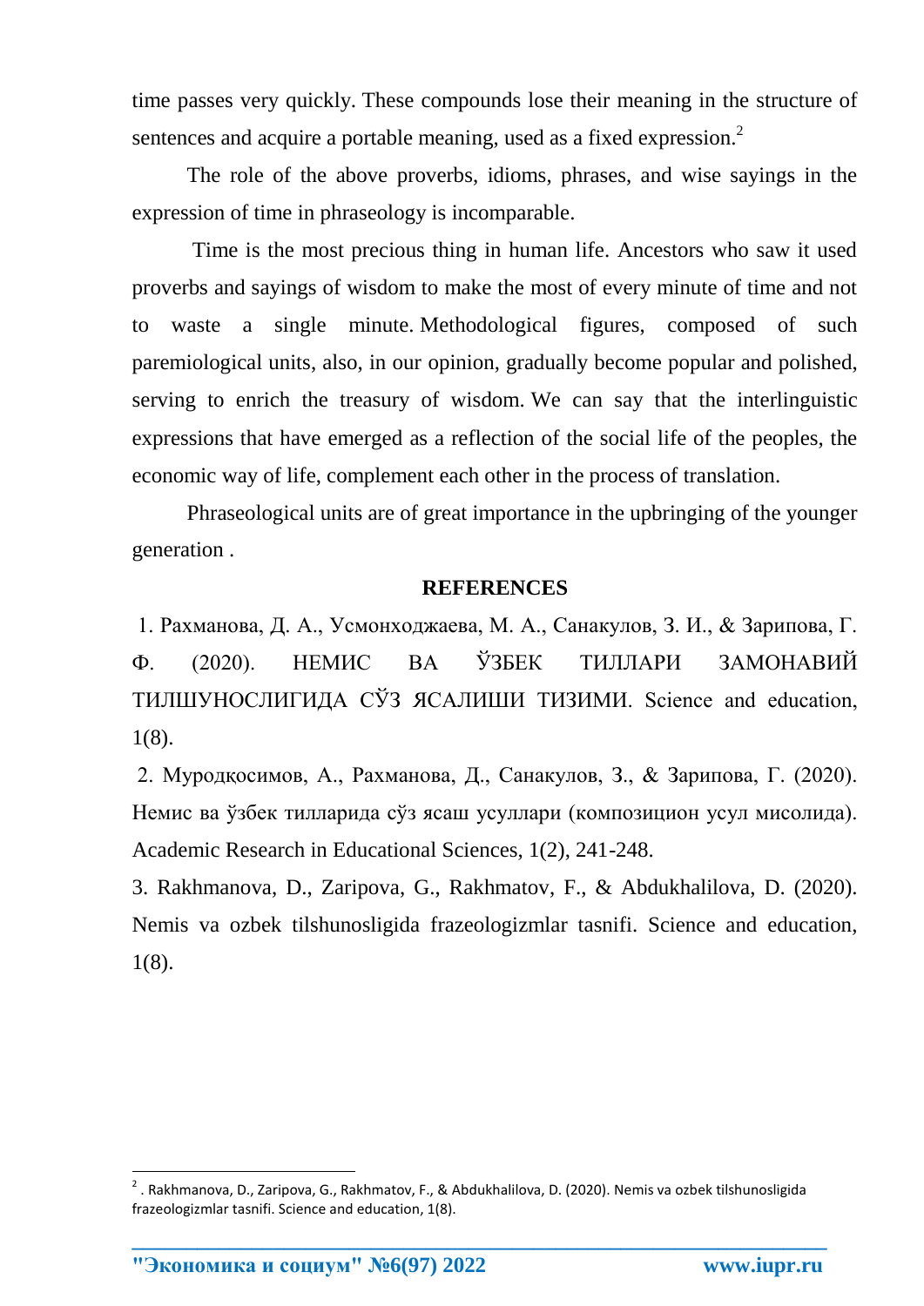time passes very quickly. These compounds lose their meaning in the structure of sentences and acquire a portable meaning, used as a fixed expression.[2]

The role of the above proverbs, idioms, phrases, and wise sayings in the expression of time in phraseology is incomparable.

Time is the most precious thing in human life. Ancestors who saw it used proverbs and sayings of wisdom to make the most of every minute of time and not to waste a single minute. Methodological figures, composed of such paremiological units, also, in our opinion, gradually become popular and polished, serving to enrich the treasury of wisdom. We can say that the interlinguistic expressions that have emerged as a reflection of the social life of the peoples, the economic way of life, complement each other in the process of translation.

Phraseological units are of great importance in the upbringing of the younger generation .

**REFERENCES**

1. Рахманова, Д. А., Усмонходжаева, М. А., Санакулов, З. И., & Зарипова, Г. Ф. (2020). НЕМИС ВА ЎЗБЕК ТИЛЛАРИ ЗАМОНАВИЙ ТИЛШУНОСЛИГИДА СЎЗ ЯСАЛИШИ ТИЗИМИ. Science and education, 1(8).
2. Муродқосимов, А., Рахманова, Д., Санакулов, З., & Зарипова, Г. (2020). Немис ва ўзбек тилларида сўз ясаш усуллари (композицион усул мисолида). Academic Research in Educational Sciences, 1(2), 241-248.
3. Rakhmanova, D., Zaripova, G., Rakhmatov, F., & Abdukhalilova, D. (2020). Nemis va ozbek tilshunosligida frazeologizmlar tasnifi. Science and education, 1(8).

[2] . Rakhmanova, D., Zaripova, G., Rakhmatov, F., & Abdukhalilova, D. (2020). Nemis va ozbek tilshunosligida frazeologizmlar tasnifi. Science and education, 1(8).